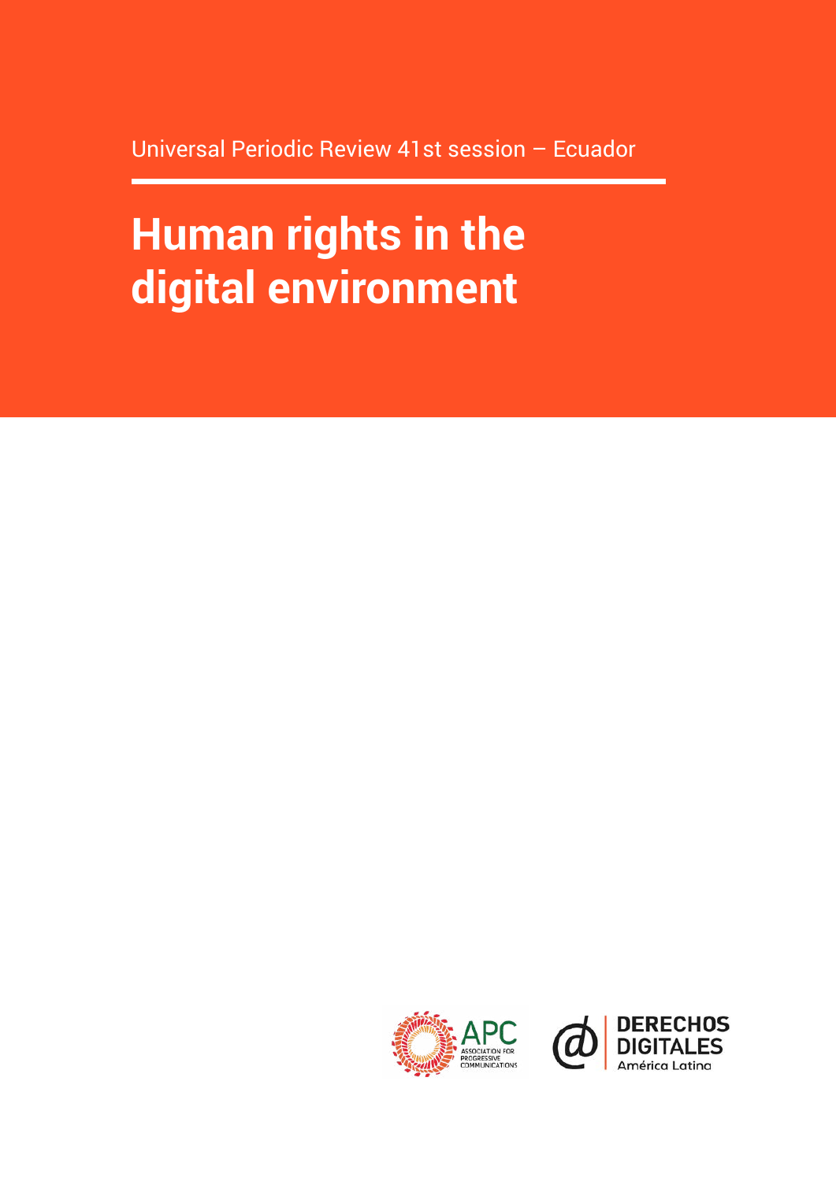Universal Periodic Review 41st session – Ecuador

# Human rights in the digital environment

APC ASSOCIATION FOR PROGRESSIVE COMMUNICATIONS

DERECHOS DIGITALES América Latina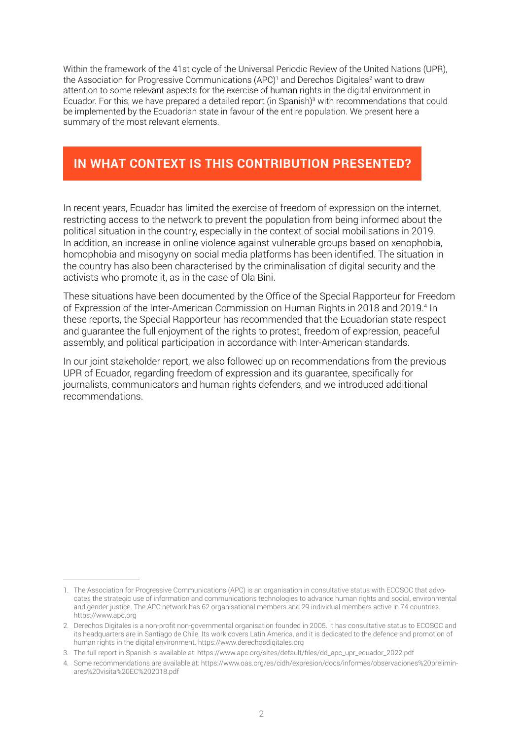Within the framework of the 41st cycle of the Universal Periodic Review of the United Nations (UPR), the Association for Progressive Communications (APC)[1] and Derechos Digitales[2] want to draw attention to some relevant aspects for the exercise of human rights in the digital environment in Ecuador. For this, we have prepared a detailed report (in Spanish)[3] with recommendations that could be implemented by the Ecuadorian state in favour of the entire population. We present here a summary of the most relevant elements.

## IN WHAT CONTEXT IS THIS CONTRIBUTION PRESENTED?

In recent years, Ecuador has limited the exercise of freedom of expression on the internet, restricting access to the network to prevent the population from being informed about the political situation in the country, especially in the context of social mobilisations in 2019. In addition, an increase in online violence against vulnerable groups based on xenophobia, homophobia and misogyny on social media platforms has been identified. The situation in the country has also been characterised by the criminalisation of digital security and the activists who promote it, as in the case of Ola Bini.

These situations have been documented by the Office of the Special Rapporteur for Freedom of Expression of the Inter-American Commission on Human Rights in 2018 and 2019.[4] In these reports, the Special Rapporteur has recommended that the Ecuadorian state respect and guarantee the full enjoyment of the rights to protest, freedom of expression, peaceful assembly, and political participation in accordance with Inter-American standards.

In our joint stakeholder report, we also followed up on recommendations from the previous UPR of Ecuador, regarding freedom of expression and its guarantee, specifically for journalists, communicators and human rights defenders, and we introduced additional recommendations.

---

1. The Association for Progressive Communications (APC) is an organisation in consultative status with ECOSOC that advocates the strategic use of information and communications technologies to advance human rights and social, environmental and gender justice. The APC network has 62 organisational members and 29 individual members active in 74 countries. https://www.apc.org
2. Derechos Digitales is a non-profit non-governmental organisation founded in 2005. It has consultative status to ECOSOC and its headquarters are in Santiago de Chile. Its work covers Latin America, and it is dedicated to the defence and promotion of human rights in the digital environment. https://www.derechosdigitales.org
3. The full report in Spanish is available at: https://www.apc.org/sites/default/files/dd_apc_upr_ecuador_2022.pdf
4. Some recommendations are available at: https://www.oas.org/es/cidh/expresion/docs/informes/observaciones%20preliminares%20visita%20EC%202018.pdf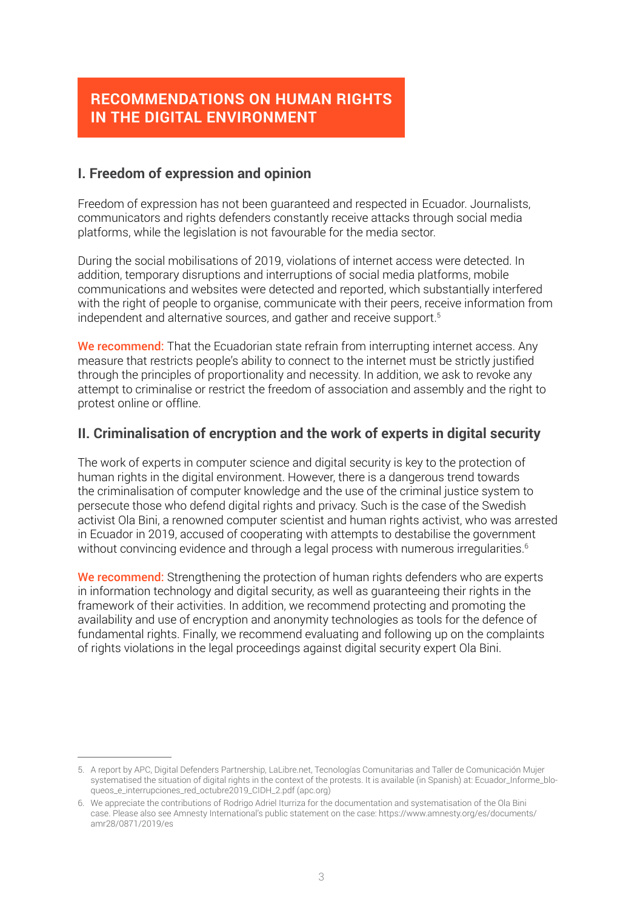## RECOMMENDATIONS ON HUMAN RIGHTS IN THE DIGITAL ENVIRONMENT

### I. Freedom of expression and opinion

Freedom of expression has not been guaranteed and respected in Ecuador. Journalists, communicators and rights defenders constantly receive attacks through social media platforms, while the legislation is not favourable for the media sector.

During the social mobilisations of 2019, violations of internet access were detected. In addition, temporary disruptions and interruptions of social media platforms, mobile communications and websites were detected and reported, which substantially interfered with the right of people to organise, communicate with their peers, receive information from independent and alternative sources, and gather and receive support.[5]

**We recommend:** That the Ecuadorian state refrain from interrupting internet access. Any measure that restricts people's ability to connect to the internet must be strictly justified through the principles of proportionality and necessity. In addition, we ask to revoke any attempt to criminalise or restrict the freedom of association and assembly and the right to protest online or offline.

### II. Criminalisation of encryption and the work of experts in digital security

The work of experts in computer science and digital security is key to the protection of human rights in the digital environment. However, there is a dangerous trend towards the criminalisation of computer knowledge and the use of the criminal justice system to persecute those who defend digital rights and privacy. Such is the case of the Swedish activist Ola Bini, a renowned computer scientist and human rights activist, who was arrested in Ecuador in 2019, accused of cooperating with attempts to destabilise the government without convincing evidence and through a legal process with numerous irregularities.[6]

**We recommend:** Strengthening the protection of human rights defenders who are experts in information technology and digital security, as well as guaranteeing their rights in the framework of their activities. In addition, we recommend protecting and promoting the availability and use of encryption and anonymity technologies as tools for the defence of fundamental rights. Finally, we recommend evaluating and following up on the complaints of rights violations in the legal proceedings against digital security expert Ola Bini.

---

5. A report by APC, Digital Defenders Partnership, LaLibre.net, Tecnologías Comunitarias and Taller de Comunicación Mujer systematised the situation of digital rights in the context of the protests. It is available (in Spanish) at: Ecuador_Informe_bloqueos_e_interrupciones_red_octubre2019_CIDH_2.pdf (apc.org)

6. We appreciate the contributions of Rodrigo Adriel Iturriza for the documentation and systematisation of the Ola Bini case. Please also see Amnesty International's public statement on the case: https://www.amnesty.org/es/documents/amr28/0871/2019/es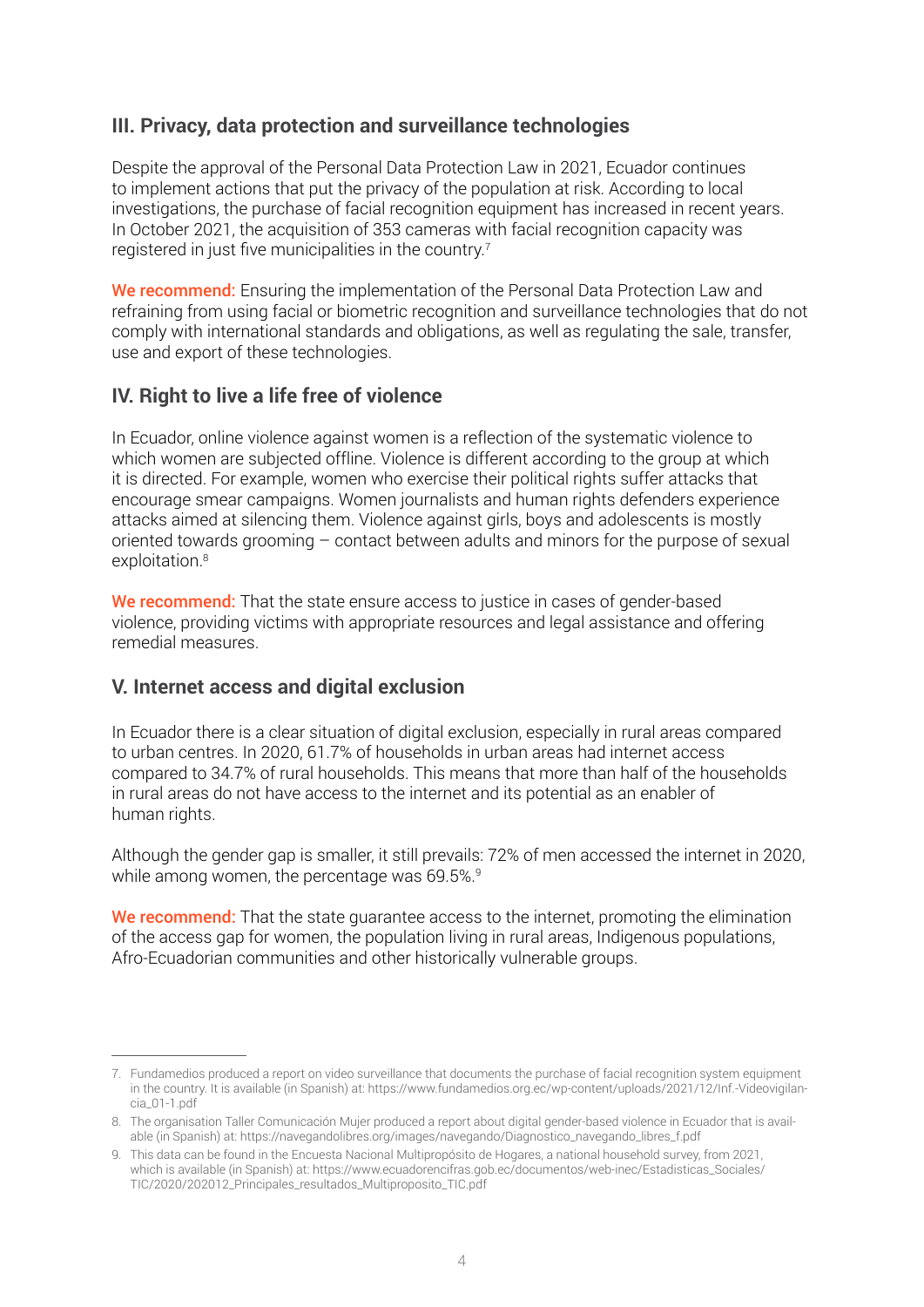## III. Privacy, data protection and surveillance technologies

Despite the approval of the Personal Data Protection Law in 2021, Ecuador continues to implement actions that put the privacy of the population at risk. According to local investigations, the purchase of facial recognition equipment has increased in recent years. In October 2021, the acquisition of 353 cameras with facial recognition capacity was registered in just five municipalities in the country.[7]

**We recommend:** Ensuring the implementation of the Personal Data Protection Law and refraining from using facial or biometric recognition and surveillance technologies that do not comply with international standards and obligations, as well as regulating the sale, transfer, use and export of these technologies.

## IV. Right to live a life free of violence

In Ecuador, online violence against women is a reflection of the systematic violence to which women are subjected offline. Violence is different according to the group at which it is directed. For example, women who exercise their political rights suffer attacks that encourage smear campaigns. Women journalists and human rights defenders experience attacks aimed at silencing them. Violence against girls, boys and adolescents is mostly oriented towards grooming – contact between adults and minors for the purpose of sexual exploitation.[8]

**We recommend:** That the state ensure access to justice in cases of gender-based violence, providing victims with appropriate resources and legal assistance and offering remedial measures.

## V. Internet access and digital exclusion

In Ecuador there is a clear situation of digital exclusion, especially in rural areas compared to urban centres. In 2020, 61.7% of households in urban areas had internet access compared to 34.7% of rural households. This means that more than half of the households in rural areas do not have access to the internet and its potential as an enabler of human rights.

Although the gender gap is smaller, it still prevails: 72% of men accessed the internet in 2020, while among women, the percentage was 69.5%.[9]

**We recommend:** That the state guarantee access to the internet, promoting the elimination of the access gap for women, the population living in rural areas, Indigenous populations, Afro-Ecuadorian communities and other historically vulnerable groups.

---

7. Fundamedios produced a report on video surveillance that documents the purchase of facial recognition system equipment in the country. It is available (in Spanish) at: https://www.fundamedios.org.ec/wp-content/uploads/2021/12/Inf.-Videovigilancia_01-1.pdf

8. The organisation Taller Comunicación Mujer produced a report about digital gender-based violence in Ecuador that is available (in Spanish) at: https://navegandolibres.org/images/navegando/Diagnostico_navegando_libres_f.pdf

9. This data can be found in the Encuesta Nacional Multipropósito de Hogares, a national household survey, from 2021, which is available (in Spanish) at: https://www.ecuadorencifras.gob.ec/documentos/web-inec/Estadisticas_Sociales/TIC/2020/202012_Principales_resultados_Multiproposito_TIC.pdf